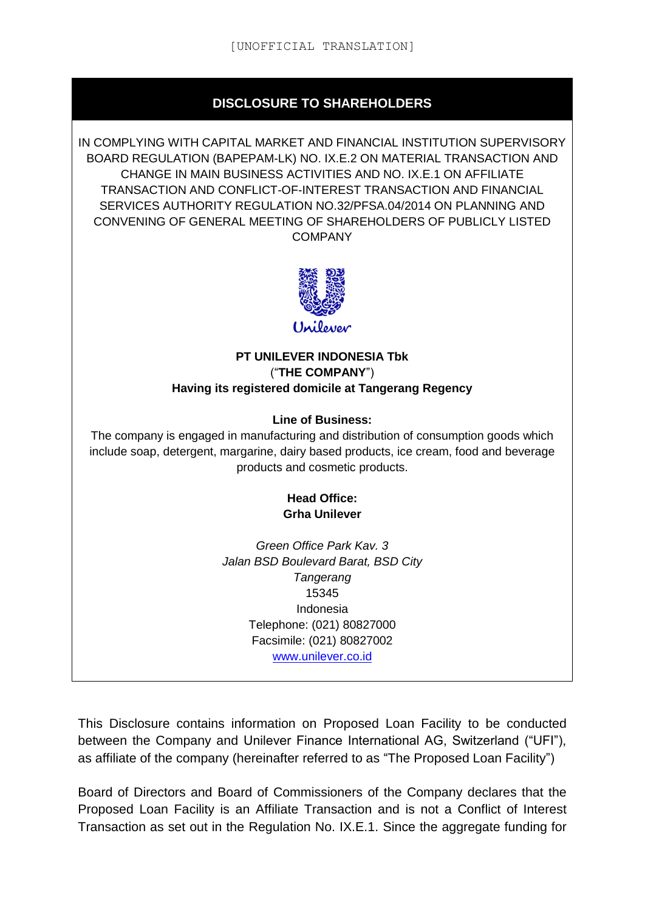[UNOFFICIAL TRANSLATION]

## DISCLOSURE TO SHAREHOLDERS

IN COMPLYING WITH CAPITAL MARKET AND FINANCIAL INSTITUTION SUPERVISORY BOARD REGULATION (BAPEPAM-LK) NO. IX.E.2 ON MATERIAL TRANSACTION AND CHANGE IN MAIN BUSINESS ACTIVITIES AND NO. IX.E.1 ON AFFILIATE TRANSACTION AND CONFLICT-OF-INTEREST TRANSACTION AND FINANCIAL SERVICES AUTHORITY REGULATION NO.32/PFSA.04/2014 ON PLANNING AND CONVENING OF GENERAL MEETING OF SHAREHOLDERS OF PUBLICLY LISTED COMPANY

Unilever

**PT UNILEVER INDONESIA Tbk**
(“**THE COMPANY**”)
**Having its registered domicile at Tangerang Regency**

**Line of Business:**
The company is engaged in manufacturing and distribution of consumption goods which include soap, detergent, margarine, dairy based products, ice cream, food and beverage products and cosmetic products.

**Head Office:**
**Grha Unilever**

*Green Office Park Kav. 3*
*Jalan BSD Boulevard Barat, BSD City*
*Tangerang*
15345
Indonesia
Telephone: (021) 80827000
Facsimile: (021) 80827002
www.unilever.co.id

This Disclosure contains information on Proposed Loan Facility to be conducted between the Company and Unilever Finance International AG, Switzerland (“UFI”), as affiliate of the company (hereinafter referred to as “The Proposed Loan Facility”)

Board of Directors and Board of Commissioners of the Company declares that the Proposed Loan Facility is an Affiliate Transaction and is not a Conflict of Interest Transaction as set out in the Regulation No. IX.E.1. Since the aggregate funding for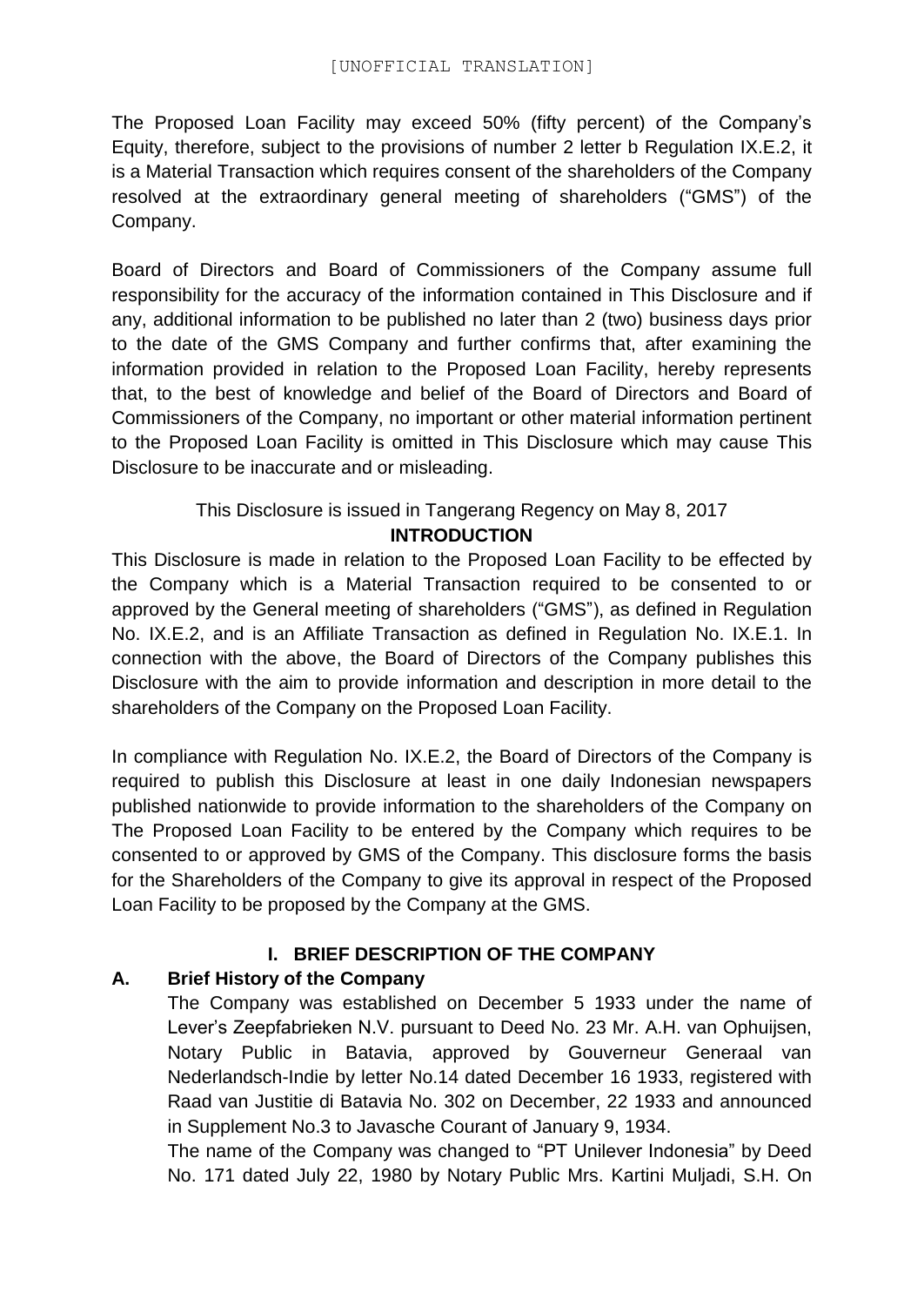[UNOFFICIAL TRANSLATION]

The Proposed Loan Facility may exceed 50% (fifty percent) of the Company's Equity, therefore, subject to the provisions of number 2 letter b Regulation IX.E.2, it is a Material Transaction which requires consent of the shareholders of the Company resolved at the extraordinary general meeting of shareholders ("GMS") of the Company.

Board of Directors and Board of Commissioners of the Company assume full responsibility for the accuracy of the information contained in This Disclosure and if any, additional information to be published no later than 2 (two) business days prior to the date of the GMS Company and further confirms that, after examining the information provided in relation to the Proposed Loan Facility, hereby represents that, to the best of knowledge and belief of the Board of Directors and Board of Commissioners of the Company, no important or other material information pertinent to the Proposed Loan Facility is omitted in This Disclosure which may cause This Disclosure to be inaccurate and or misleading.

This Disclosure is issued in Tangerang Regency on May 8, 2017

## INTRODUCTION

This Disclosure is made in relation to the Proposed Loan Facility to be effected by the Company which is a Material Transaction required to be consented to or approved by the General meeting of shareholders ("GMS"), as defined in Regulation No. IX.E.2, and is an Affiliate Transaction as defined in Regulation No. IX.E.1. In connection with the above, the Board of Directors of the Company publishes this Disclosure with the aim to provide information and description in more detail to the shareholders of the Company on the Proposed Loan Facility.

In compliance with Regulation No. IX.E.2, the Board of Directors of the Company is required to publish this Disclosure at least in one daily Indonesian newspapers published nationwide to provide information to the shareholders of the Company on The Proposed Loan Facility to be entered by the Company which requires to be consented to or approved by GMS of the Company. This disclosure forms the basis for the Shareholders of the Company to give its approval in respect of the Proposed Loan Facility to be proposed by the Company at the GMS.

## I. BRIEF DESCRIPTION OF THE COMPANY

### A. Brief History of the Company

The Company was established on December 5 1933 under the name of Lever's Zeepfabrieken N.V. pursuant to Deed No. 23 Mr. A.H. van Ophuijsen, Notary Public in Batavia, approved by Gouverneur Generaal van Nederlandsch-Indie by letter No.14 dated December 16 1933, registered with Raad van Justitie di Batavia No. 302 on December, 22 1933 and announced in Supplement No.3 to Javasche Courant of January 9, 1934.

The name of the Company was changed to "PT Unilever Indonesia" by Deed No. 171 dated July 22, 1980 by Notary Public Mrs. Kartini Muljadi, S.H. On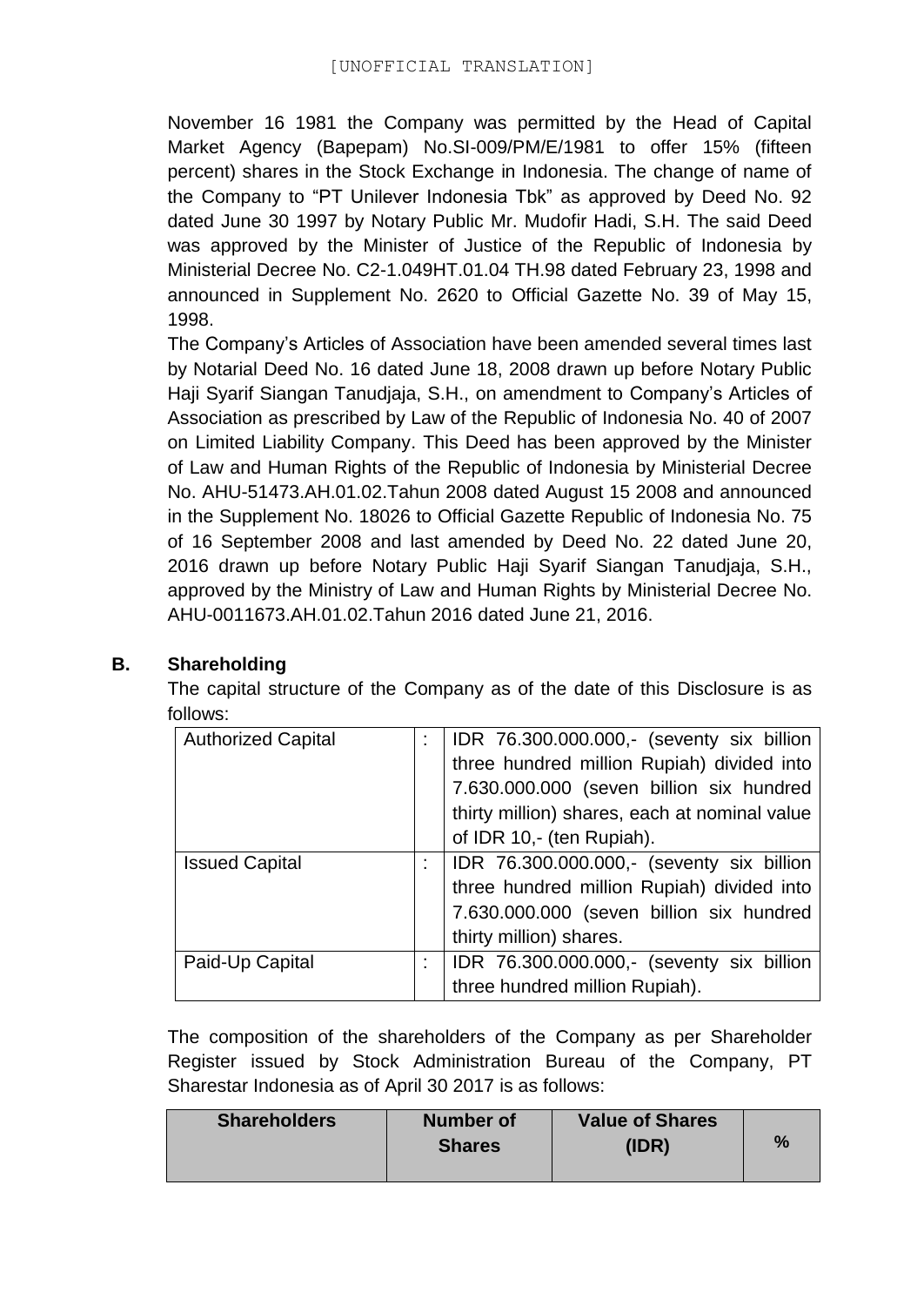November 16 1981 the Company was permitted by the Head of Capital Market Agency (Bapepam) No.SI-009/PM/E/1981 to offer 15% (fifteen percent) shares in the Stock Exchange in Indonesia. The change of name of the Company to "PT Unilever Indonesia Tbk" as approved by Deed No. 92 dated June 30 1997 by Notary Public Mr. Mudofir Hadi, S.H. The said Deed was approved by the Minister of Justice of the Republic of Indonesia by Ministerial Decree No. C2-1.049HT.01.04 TH.98 dated February 23, 1998 and announced in Supplement No. 2620 to Official Gazette No. 39 of May 15, 1998.

The Company's Articles of Association have been amended several times last by Notarial Deed No. 16 dated June 18, 2008 drawn up before Notary Public Haji Syarif Siangan Tanudjaja, S.H., on amendment to Company's Articles of Association as prescribed by Law of the Republic of Indonesia No. 40 of 2007 on Limited Liability Company. This Deed has been approved by the Minister of Law and Human Rights of the Republic of Indonesia by Ministerial Decree No. AHU-51473.AH.01.02.Tahun 2008 dated August 15 2008 and announced in the Supplement No. 18026 to Official Gazette Republic of Indonesia No. 75 of 16 September 2008 and last amended by Deed No. 22 dated June 20, 2016 drawn up before Notary Public Haji Syarif Siangan Tanudjaja, S.H., approved by the Ministry of Law and Human Rights by Ministerial Decree No. AHU-0011673.AH.01.02.Tahun 2016 dated June 21, 2016.

## B. Shareholding

The capital structure of the Company as of the date of this Disclosure is as follows:

| | | |
|---|---|---|
| Authorized Capital | : | IDR 76.300.000.000,- (seventy six billion three hundred million Rupiah) divided into 7.630.000.000 (seven billion six hundred thirty million) shares, each at nominal value of IDR 10,- (ten Rupiah). |
| Issued Capital | : | IDR 76.300.000.000,- (seventy six billion three hundred million Rupiah) divided into 7.630.000.000 (seven billion six hundred thirty million) shares. |
| Paid-Up Capital | : | IDR 76.300.000.000,- (seventy six billion three hundred million Rupiah). |

The composition of the shareholders of the Company as per Shareholder Register issued by Stock Administration Bureau of the Company, PT Sharestar Indonesia as of April 30 2017 is as follows:

| Shareholders | Number of Shares | Value of Shares (IDR) | % |
|---|---|---|---|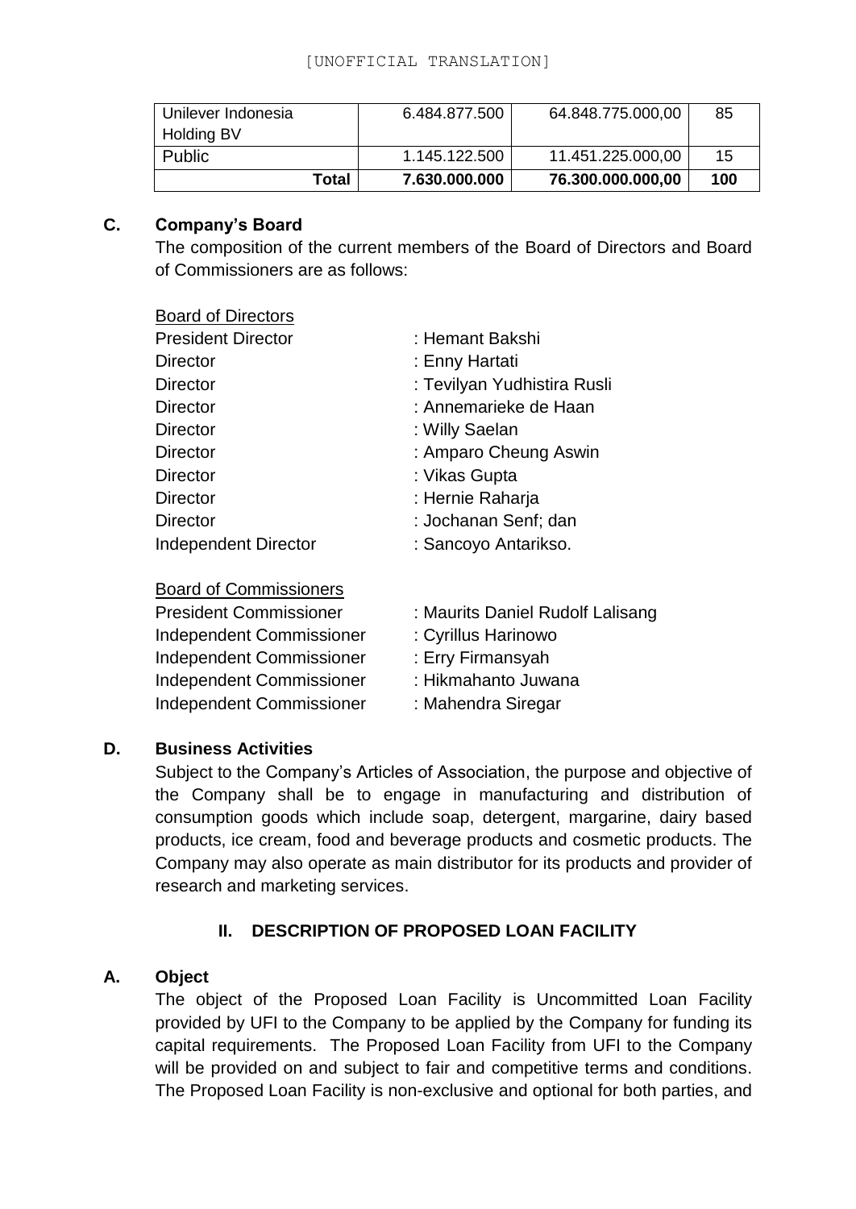| Unilever Indonesia Holding BV | 6.484.877.500 | 64.848.775.000,00 | 85 |
|---|---|---|---|
| Public | 1.145.122.500 | 11.451.225.000,00 | 15 |
| **Total** | **7.630.000.000** | **76.300.000.000,00** | **100** |

## C. Company's Board

The composition of the current members of the Board of Directors and Board of Commissioners are as follows:

Board of Directors

President Director : Hemant Bakshi
Director : Enny Hartati
Director : Tevilyan Yudhistira Rusli
Director : Annemarieke de Haan
Director : Willy Saelan
Director : Amparo Cheung Aswin
Director : Vikas Gupta
Director : Hernie Raharja
Director : Jochanan Senf; dan
Independent Director : Sancoyo Antarikso.

Board of Commissioners

President Commissioner : Maurits Daniel Rudolf Lalisang
Independent Commissioner : Cyrillus Harinowo
Independent Commissioner : Erry Firmansyah
Independent Commissioner : Hikmahanto Juwana
Independent Commissioner : Mahendra Siregar

## D. Business Activities

Subject to the Company's Articles of Association, the purpose and objective of the Company shall be to engage in manufacturing and distribution of consumption goods which include soap, detergent, margarine, dairy based products, ice cream, food and beverage products and cosmetic products. The Company may also operate as main distributor for its products and provider of research and marketing services.

# II. DESCRIPTION OF PROPOSED LOAN FACILITY

## A. Object

The object of the Proposed Loan Facility is Uncommitted Loan Facility provided by UFI to the Company to be applied by the Company for funding its capital requirements. The Proposed Loan Facility from UFI to the Company will be provided on and subject to fair and competitive terms and conditions. The Proposed Loan Facility is non-exclusive and optional for both parties, and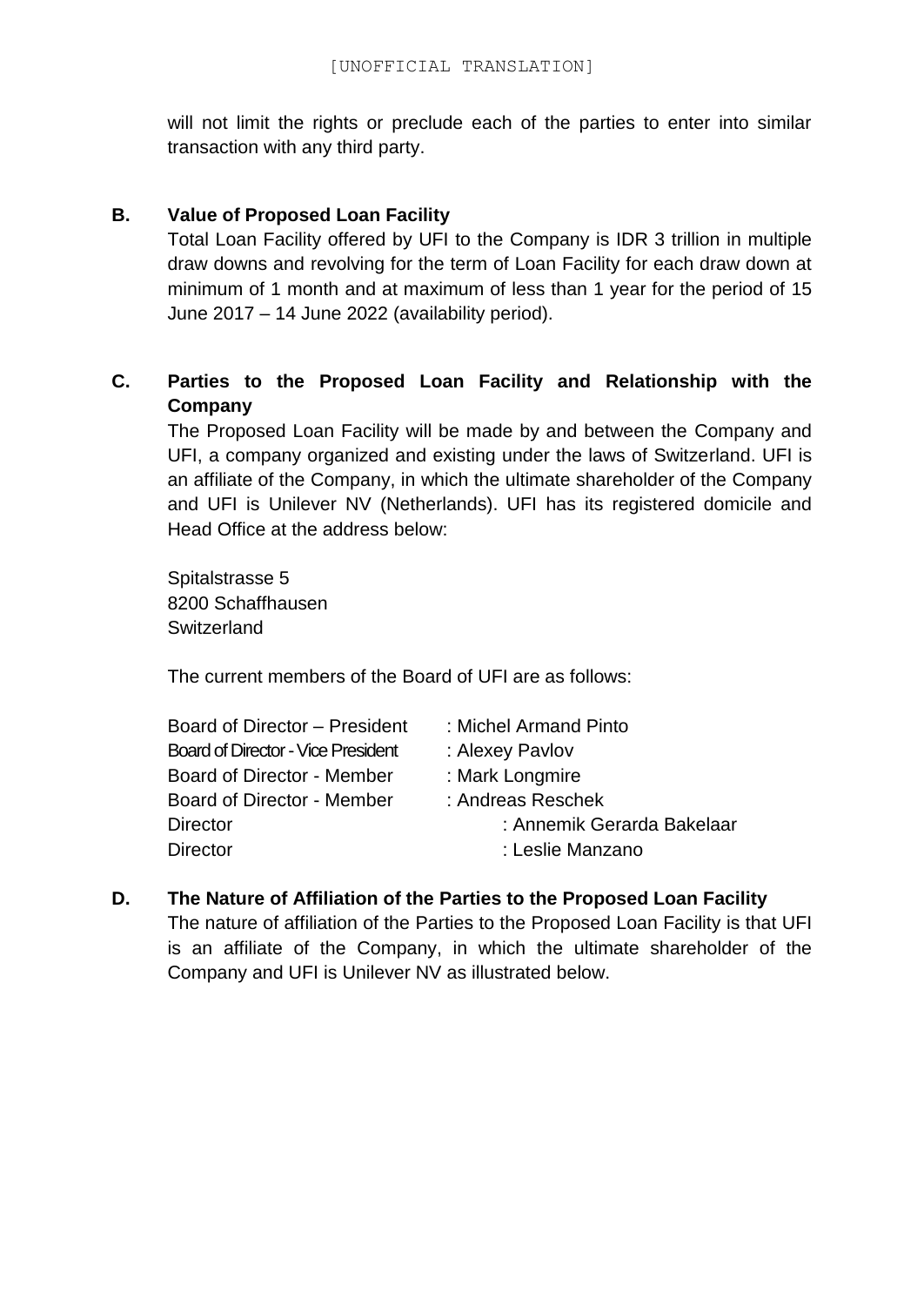will not limit the rights or preclude each of the parties to enter into similar transaction with any third party.

**B. Value of Proposed Loan Facility**

Total Loan Facility offered by UFI to the Company is IDR 3 trillion in multiple draw downs and revolving for the term of Loan Facility for each draw down at minimum of 1 month and at maximum of less than 1 year for the period of 15 June 2017 – 14 June 2022 (availability period).

**C. Parties to the Proposed Loan Facility and Relationship with the Company**

The Proposed Loan Facility will be made by and between the Company and UFI, a company organized and existing under the laws of Switzerland. UFI is an affiliate of the Company, in which the ultimate shareholder of the Company and UFI is Unilever NV (Netherlands). UFI has its registered domicile and Head Office at the address below:

Spitalstrasse 5
8200 Schaffhausen
Switzerland

The current members of the Board of UFI are as follows:

| | |
|---|---|
| Board of Director – President | : Michel Armand Pinto |
| Board of Director - Vice President | : Alexey Pavlov |
| Board of Director - Member | : Mark Longmire |
| Board of Director - Member | : Andreas Reschek |
| Director | : Annemik Gerarda Bakelaar |
| Director | : Leslie Manzano |

**D. The Nature of Affiliation of the Parties to the Proposed Loan Facility**

The nature of affiliation of the Parties to the Proposed Loan Facility is that UFI is an affiliate of the Company, in which the ultimate shareholder of the Company and UFI is Unilever NV as illustrated below.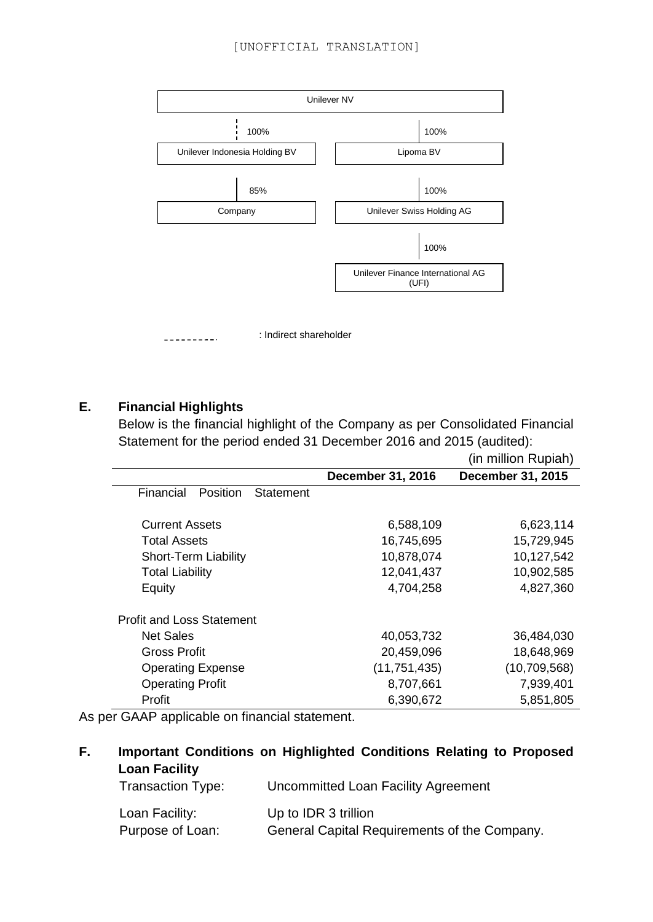[UNOFFICIAL TRANSLATION]

Unilever NV

- 100% (indirect) → Unilever Indonesia Holding BV
  - 85% → Company
- 100% → Lipoma BV
  - 100% → Unilever Swiss Holding AG
    - 100% → Unilever Finance International AG (UFI)

- - - - - - - - - : Indirect shareholder

## E. Financial Highlights

Below is the financial highlight of the Company as per Consolidated Financial Statement for the period ended 31 December 2016 and 2015 (audited):

(in million Rupiah)

| | December 31, 2016 | December 31, 2015 |
|---|---|---|
| Financial Position Statement | | |
| Current Assets | 6,588,109 | 6,623,114 |
| Total Assets | 16,745,695 | 15,729,945 |
| Short-Term Liability | 10,878,074 | 10,127,542 |
| Total Liability | 12,041,437 | 10,902,585 |
| Equity | 4,704,258 | 4,827,360 |
| Profit and Loss Statement | | |
| Net Sales | 40,053,732 | 36,484,030 |
| Gross Profit | 20,459,096 | 18,648,969 |
| Operating Expense | (11,751,435) | (10,709,568) |
| Operating Profit | 8,707,661 | 7,939,401 |
| Profit | 6,390,672 | 5,851,805 |

As per GAAP applicable on financial statement.

## F. Important Conditions on Highlighted Conditions Relating to Proposed Loan Facility

| | |
|---|---|
| Transaction Type: | Uncommitted Loan Facility Agreement |
| Loan Facility: | Up to IDR 3 trillion |
| Purpose of Loan: | General Capital Requirements of the Company. |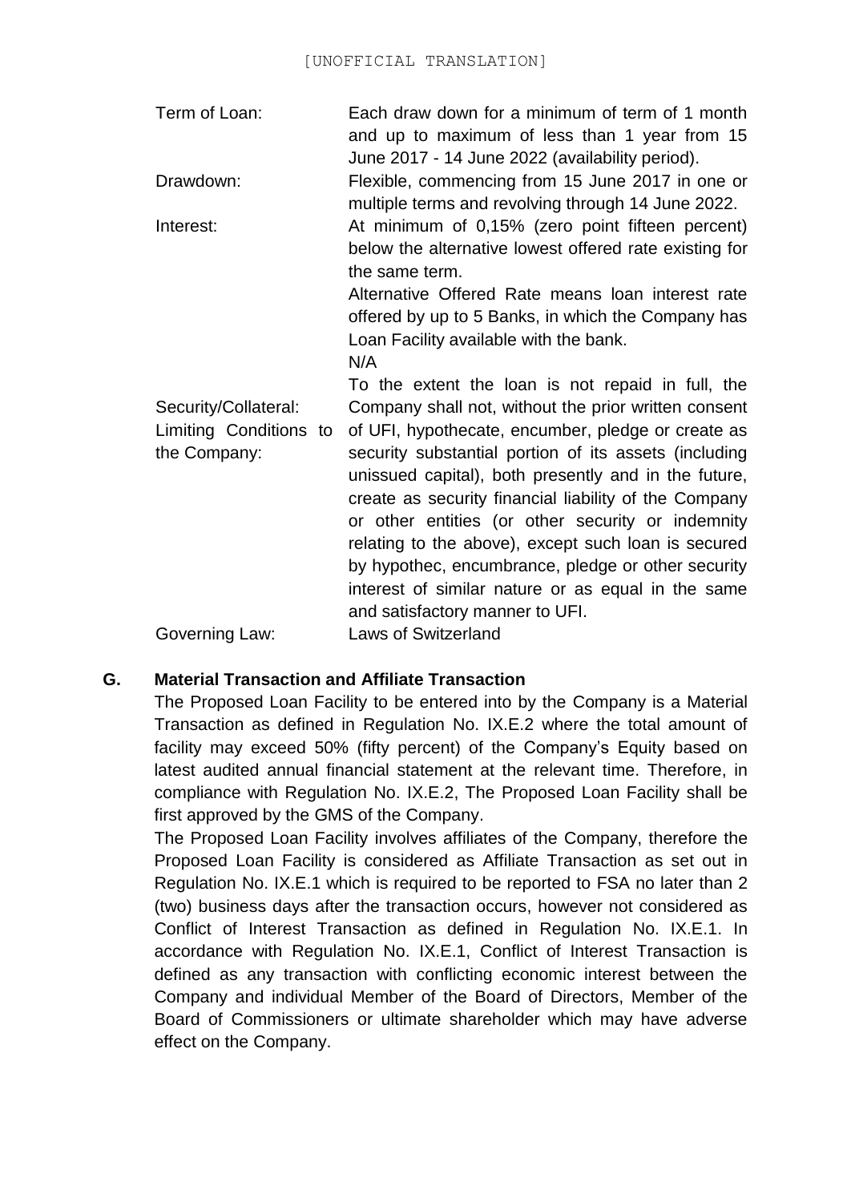[UNOFFICIAL TRANSLATION]

| | |
|---|---|
| Term of Loan: | Each draw down for a minimum of term of 1 month and up to maximum of less than 1 year from 15 June 2017 - 14 June 2022 (availability period). |
| Drawdown: | Flexible, commencing from 15 June 2017 in one or multiple terms and revolving through 14 June 2022. |
| Interest: | At minimum of 0,15% (zero point fifteen percent) below the alternative lowest offered rate existing for the same term. Alternative Offered Rate means loan interest rate offered by up to 5 Banks, in which the Company has Loan Facility available with the bank. |
| Security/Collateral: | N/A |
| Limiting Conditions to the Company: | To the extent the loan is not repaid in full, the Company shall not, without the prior written consent of UFI, hypothecate, encumber, pledge or create as security substantial portion of its assets (including unissued capital), both presently and in the future, create as security financial liability of the Company or other entities (or other security or indemnity relating to the above), except such loan is secured by hypothec, encumbrance, pledge or other security interest of similar nature or as equal in the same and satisfactory manner to UFI. |
| Governing Law: | Laws of Switzerland |

## G. Material Transaction and Affiliate Transaction

The Proposed Loan Facility to be entered into by the Company is a Material Transaction as defined in Regulation No. IX.E.2 where the total amount of facility may exceed 50% (fifty percent) of the Company's Equity based on latest audited annual financial statement at the relevant time. Therefore, in compliance with Regulation No. IX.E.2, The Proposed Loan Facility shall be first approved by the GMS of the Company.

The Proposed Loan Facility involves affiliates of the Company, therefore the Proposed Loan Facility is considered as Affiliate Transaction as set out in Regulation No. IX.E.1 which is required to be reported to FSA no later than 2 (two) business days after the transaction occurs, however not considered as Conflict of Interest Transaction as defined in Regulation No. IX.E.1. In accordance with Regulation No. IX.E.1, Conflict of Interest Transaction is defined as any transaction with conflicting economic interest between the Company and individual Member of the Board of Directors, Member of the Board of Commissioners or ultimate shareholder which may have adverse effect on the Company.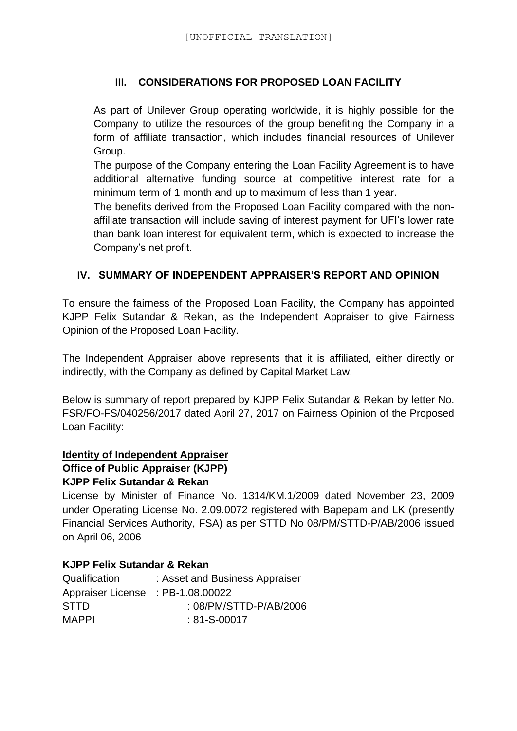[UNOFFICIAL TRANSLATION]

## III. CONSIDERATIONS FOR PROPOSED LOAN FACILITY

As part of Unilever Group operating worldwide, it is highly possible for the Company to utilize the resources of the group benefiting the Company in a form of affiliate transaction, which includes financial resources of Unilever Group.

The purpose of the Company entering the Loan Facility Agreement is to have additional alternative funding source at competitive interest rate for a minimum term of 1 month and up to maximum of less than 1 year.

The benefits derived from the Proposed Loan Facility compared with the non-affiliate transaction will include saving of interest payment for UFI's lower rate than bank loan interest for equivalent term, which is expected to increase the Company's net profit.

## IV. SUMMARY OF INDEPENDENT APPRAISER'S REPORT AND OPINION

To ensure the fairness of the Proposed Loan Facility, the Company has appointed KJPP Felix Sutandar & Rekan, as the Independent Appraiser to give Fairness Opinion of the Proposed Loan Facility.

The Independent Appraiser above represents that it is affiliated, either directly or indirectly, with the Company as defined by Capital Market Law.

Below is summary of report prepared by KJPP Felix Sutandar & Rekan by letter No. FSR/FO-FS/040256/2017 dated April 27, 2017 on Fairness Opinion of the Proposed Loan Facility:

**Identity of Independent Appraiser**
**Office of Public Appraiser (KJPP)**
**KJPP Felix Sutandar & Rekan**

License by Minister of Finance No. 1314/KM.1/2009 dated November 23, 2009 under Operating License No. 2.09.0072 registered with Bapepam and LK (presently Financial Services Authority, FSA) as per STTD No 08/PM/STTD-P/AB/2006 issued on April 06, 2006

**KJPP Felix Sutandar & Rekan**

Qualification : Asset and Business Appraiser
Appraiser License : PB-1.08.00022
STTD : 08/PM/STTD-P/AB/2006
MAPPI : 81-S-00017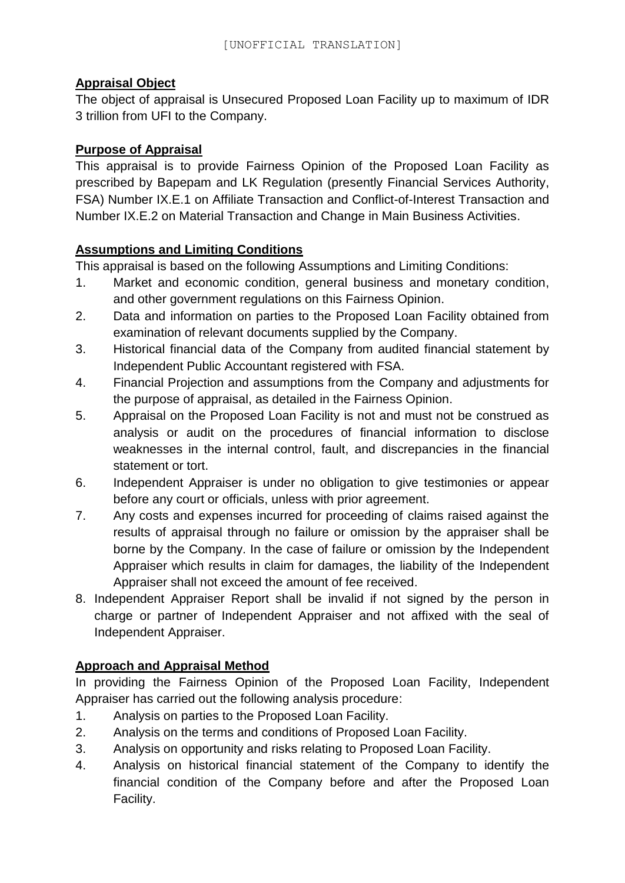[UNOFFICIAL TRANSLATION]

**Appraisal Object**

The object of appraisal is Unsecured Proposed Loan Facility up to maximum of IDR 3 trillion from UFI to the Company.

**Purpose of Appraisal**

This appraisal is to provide Fairness Opinion of the Proposed Loan Facility as prescribed by Bapepam and LK Regulation (presently Financial Services Authority, FSA) Number IX.E.1 on Affiliate Transaction and Conflict-of-Interest Transaction and Number IX.E.2 on Material Transaction and Change in Main Business Activities.

**Assumptions and Limiting Conditions**

This appraisal is based on the following Assumptions and Limiting Conditions:

1. Market and economic condition, general business and monetary condition, and other government regulations on this Fairness Opinion.
2. Data and information on parties to the Proposed Loan Facility obtained from examination of relevant documents supplied by the Company.
3. Historical financial data of the Company from audited financial statement by Independent Public Accountant registered with FSA.
4. Financial Projection and assumptions from the Company and adjustments for the purpose of appraisal, as detailed in the Fairness Opinion.
5. Appraisal on the Proposed Loan Facility is not and must not be construed as analysis or audit on the procedures of financial information to disclose weaknesses in the internal control, fault, and discrepancies in the financial statement or tort.
6. Independent Appraiser is under no obligation to give testimonies or appear before any court or officials, unless with prior agreement.
7. Any costs and expenses incurred for proceeding of claims raised against the results of appraisal through no failure or omission by the appraiser shall be borne by the Company. In the case of failure or omission by the Independent Appraiser which results in claim for damages, the liability of the Independent Appraiser shall not exceed the amount of fee received.
8. Independent Appraiser Report shall be invalid if not signed by the person in charge or partner of Independent Appraiser and not affixed with the seal of Independent Appraiser.

**Approach and Appraisal Method**

In providing the Fairness Opinion of the Proposed Loan Facility, Independent Appraiser has carried out the following analysis procedure:

1. Analysis on parties to the Proposed Loan Facility.
2. Analysis on the terms and conditions of Proposed Loan Facility.
3. Analysis on opportunity and risks relating to Proposed Loan Facility.
4. Analysis on historical financial statement of the Company to identify the financial condition of the Company before and after the Proposed Loan Facility.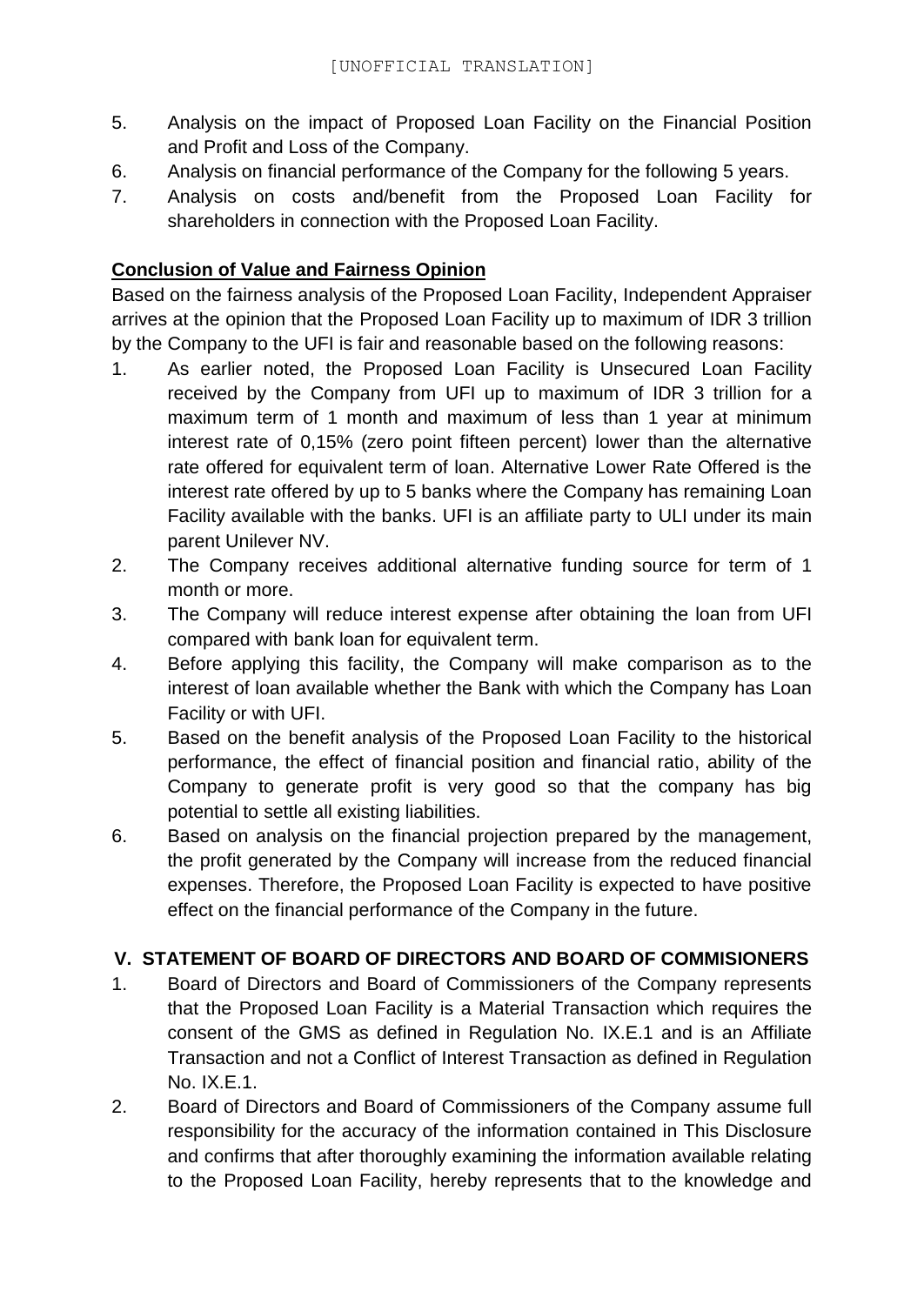[UNOFFICIAL TRANSLATION]

5. Analysis on the impact of Proposed Loan Facility on the Financial Position and Profit and Loss of the Company.
6. Analysis on financial performance of the Company for the following 5 years.
7. Analysis on costs and/benefit from the Proposed Loan Facility for shareholders in connection with the Proposed Loan Facility.

**Conclusion of Value and Fairness Opinion**

Based on the fairness analysis of the Proposed Loan Facility, Independent Appraiser arrives at the opinion that the Proposed Loan Facility up to maximum of IDR 3 trillion by the Company to the UFI is fair and reasonable based on the following reasons:

1. As earlier noted, the Proposed Loan Facility is Unsecured Loan Facility received by the Company from UFI up to maximum of IDR 3 trillion for a maximum term of 1 month and maximum of less than 1 year at minimum interest rate of 0,15% (zero point fifteen percent) lower than the alternative rate offered for equivalent term of loan. Alternative Lower Rate Offered is the interest rate offered by up to 5 banks where the Company has remaining Loan Facility available with the banks. UFI is an affiliate party to ULI under its main parent Unilever NV.
2. The Company receives additional alternative funding source for term of 1 month or more.
3. The Company will reduce interest expense after obtaining the loan from UFI compared with bank loan for equivalent term.
4. Before applying this facility, the Company will make comparison as to the interest of loan available whether the Bank with which the Company has Loan Facility or with UFI.
5. Based on the benefit analysis of the Proposed Loan Facility to the historical performance, the effect of financial position and financial ratio, ability of the Company to generate profit is very good so that the company has big potential to settle all existing liabilities.
6. Based on analysis on the financial projection prepared by the management, the profit generated by the Company will increase from the reduced financial expenses. Therefore, the Proposed Loan Facility is expected to have positive effect on the financial performance of the Company in the future.

## V. STATEMENT OF BOARD OF DIRECTORS AND BOARD OF COMMISIONERS

1. Board of Directors and Board of Commissioners of the Company represents that the Proposed Loan Facility is a Material Transaction which requires the consent of the GMS as defined in Regulation No. IX.E.1 and is an Affiliate Transaction and not a Conflict of Interest Transaction as defined in Regulation No. IX.E.1.
2. Board of Directors and Board of Commissioners of the Company assume full responsibility for the accuracy of the information contained in This Disclosure and confirms that after thoroughly examining the information available relating to the Proposed Loan Facility, hereby represents that to the knowledge and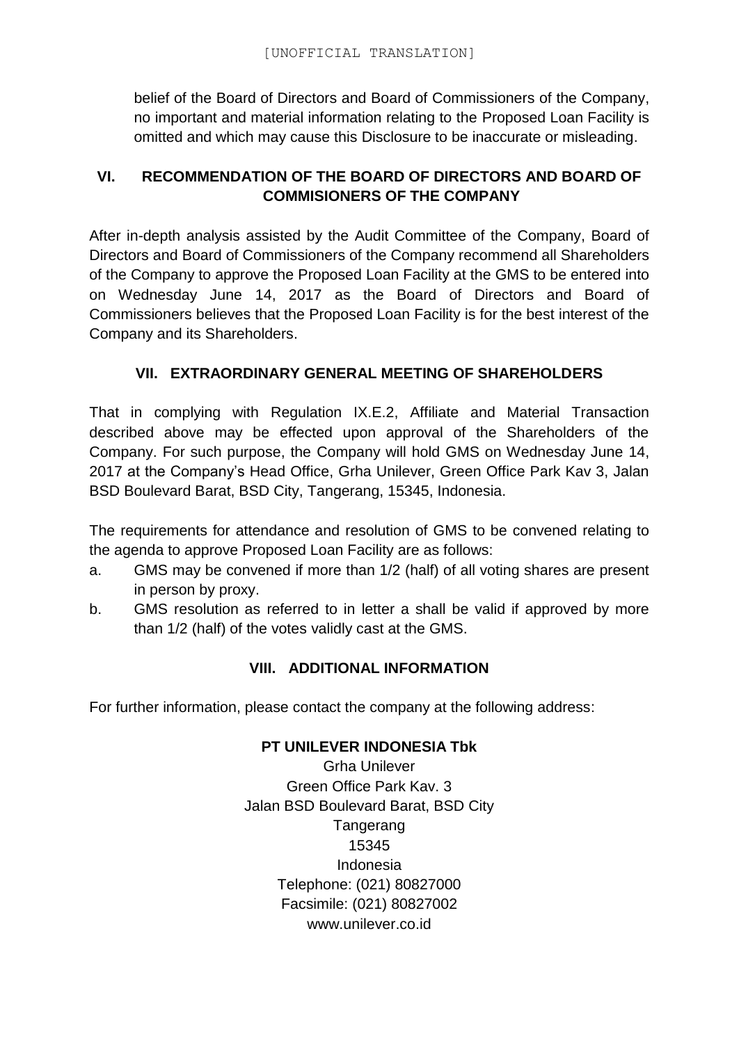[UNOFFICIAL TRANSLATION]

belief of the Board of Directors and Board of Commissioners of the Company, no important and material information relating to the Proposed Loan Facility is omitted and which may cause this Disclosure to be inaccurate or misleading.

## VI. RECOMMENDATION OF THE BOARD OF DIRECTORS AND BOARD OF COMMISIONERS OF THE COMPANY

After in-depth analysis assisted by the Audit Committee of the Company, Board of Directors and Board of Commissioners of the Company recommend all Shareholders of the Company to approve the Proposed Loan Facility at the GMS to be entered into on Wednesday June 14, 2017 as the Board of Directors and Board of Commissioners believes that the Proposed Loan Facility is for the best interest of the Company and its Shareholders.

## VII. EXTRAORDINARY GENERAL MEETING OF SHAREHOLDERS

That in complying with Regulation IX.E.2, Affiliate and Material Transaction described above may be effected upon approval of the Shareholders of the Company. For such purpose, the Company will hold GMS on Wednesday June 14, 2017 at the Company's Head Office, Grha Unilever, Green Office Park Kav 3, Jalan BSD Boulevard Barat, BSD City, Tangerang, 15345, Indonesia.

The requirements for attendance and resolution of GMS to be convened relating to the agenda to approve Proposed Loan Facility are as follows:

a. GMS may be convened if more than 1/2 (half) of all voting shares are present in person by proxy.
b. GMS resolution as referred to in letter a shall be valid if approved by more than 1/2 (half) of the votes validly cast at the GMS.

## VIII. ADDITIONAL INFORMATION

For further information, please contact the company at the following address:

**PT UNILEVER INDONESIA Tbk**
Grha Unilever
Green Office Park Kav. 3
Jalan BSD Boulevard Barat, BSD City
Tangerang
15345
Indonesia
Telephone: (021) 80827000
Facsimile: (021) 80827002
www.unilever.co.id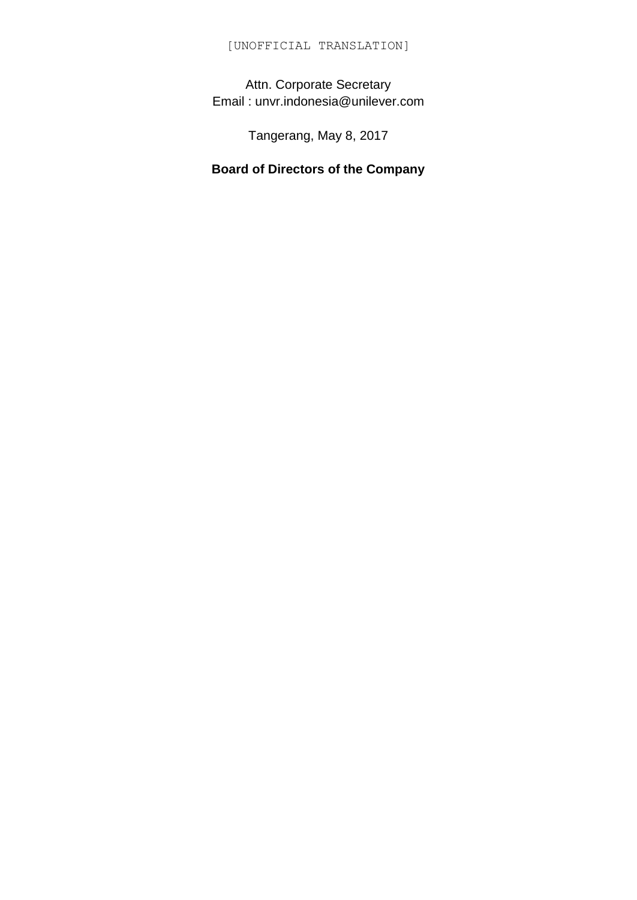[UNOFFICIAL TRANSLATION]

Attn. Corporate Secretary
Email : unvr.indonesia@unilever.com

Tangerang, May 8, 2017

**Board of Directors of the Company**